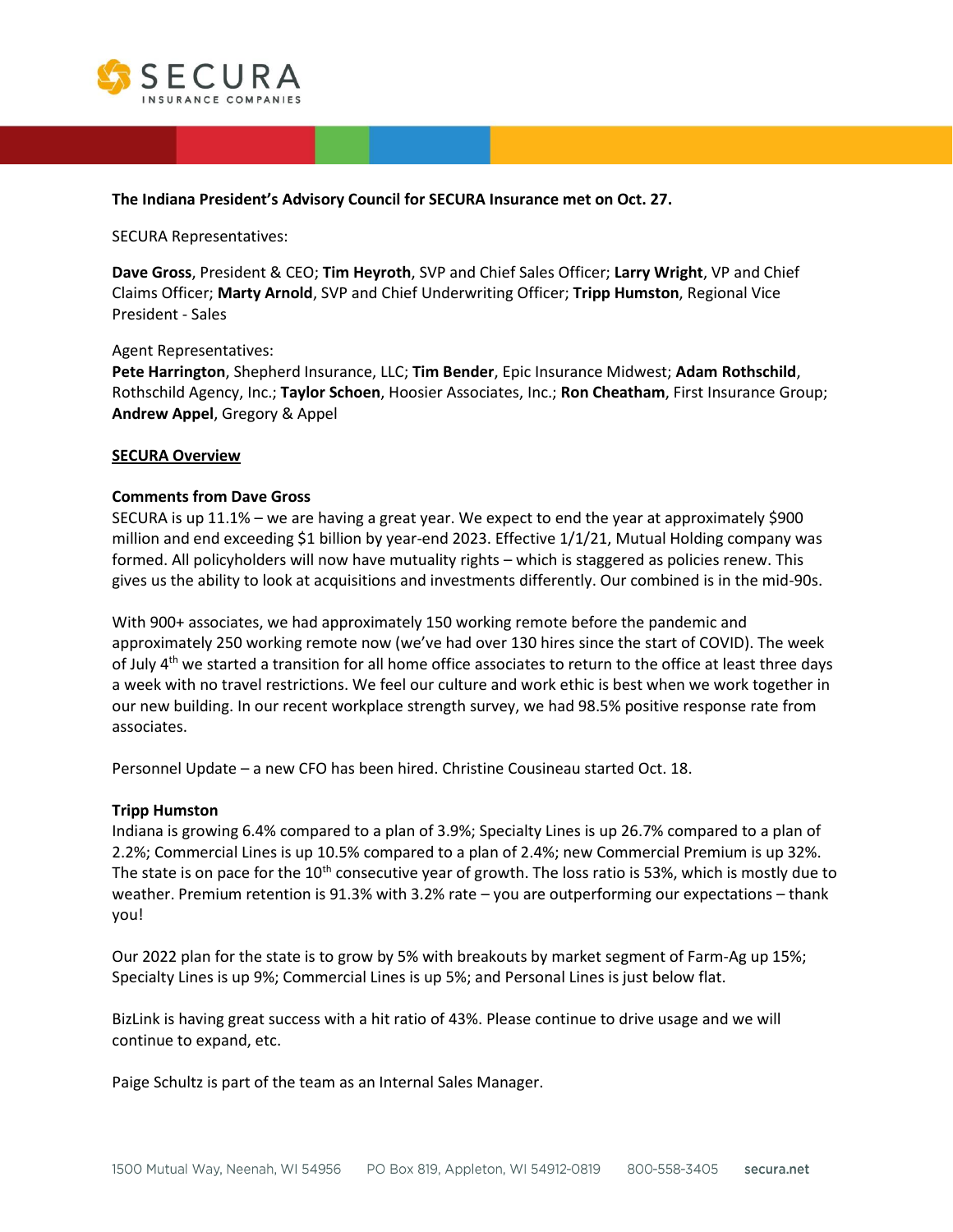**The Indiana President's Advisory Council for SECURA Insurance met on Oct. 27.**

SECURA Representatives:

**Dave Gross**, President & CEO; **Tim Heyroth**, SVP and Chief Sales Officer; **Larry Wright**, VP and Chief Claims Officer; **Marty Arnold**, SVP and Chief Underwriting Officer; **Tripp Humston**, Regional Vice President - Sales

Agent Representatives:
**Pete Harrington**, Shepherd Insurance, LLC; **Tim Bender**, Epic Insurance Midwest; **Adam Rothschild**, Rothschild Agency, Inc.; **Taylor Schoen**, Hoosier Associates, Inc.; **Ron Cheatham**, First Insurance Group; **Andrew Appel**, Gregory & Appel

## SECURA Overview

### Comments from Dave Gross

SECURA is up 11.1% – we are having a great year. We expect to end the year at approximately $900 million and end exceeding $1 billion by year-end 2023. Effective 1/1/21, Mutual Holding company was formed. All policyholders will now have mutuality rights – which is staggered as policies renew. This gives us the ability to look at acquisitions and investments differently. Our combined is in the mid-90s.

With 900+ associates, we had approximately 150 working remote before the pandemic and approximately 250 working remote now (we've had over 130 hires since the start of COVID). The week of July 4th we started a transition for all home office associates to return to the office at least three days a week with no travel restrictions. We feel our culture and work ethic is best when we work together in our new building. In our recent workplace strength survey, we had 98.5% positive response rate from associates.

Personnel Update – a new CFO has been hired. Christine Cousineau started Oct. 18.

### Tripp Humston

Indiana is growing 6.4% compared to a plan of 3.9%; Specialty Lines is up 26.7% compared to a plan of 2.2%; Commercial Lines is up 10.5% compared to a plan of 2.4%; new Commercial Premium is up 32%. The state is on pace for the 10th consecutive year of growth. The loss ratio is 53%, which is mostly due to weather. Premium retention is 91.3% with 3.2% rate – you are outperforming our expectations – thank you!

Our 2022 plan for the state is to grow by 5% with breakouts by market segment of Farm-Ag up 15%; Specialty Lines is up 9%; Commercial Lines is up 5%; and Personal Lines is just below flat.

BizLink is having great success with a hit ratio of 43%. Please continue to drive usage and we will continue to expand, etc.

Paige Schultz is part of the team as an Internal Sales Manager.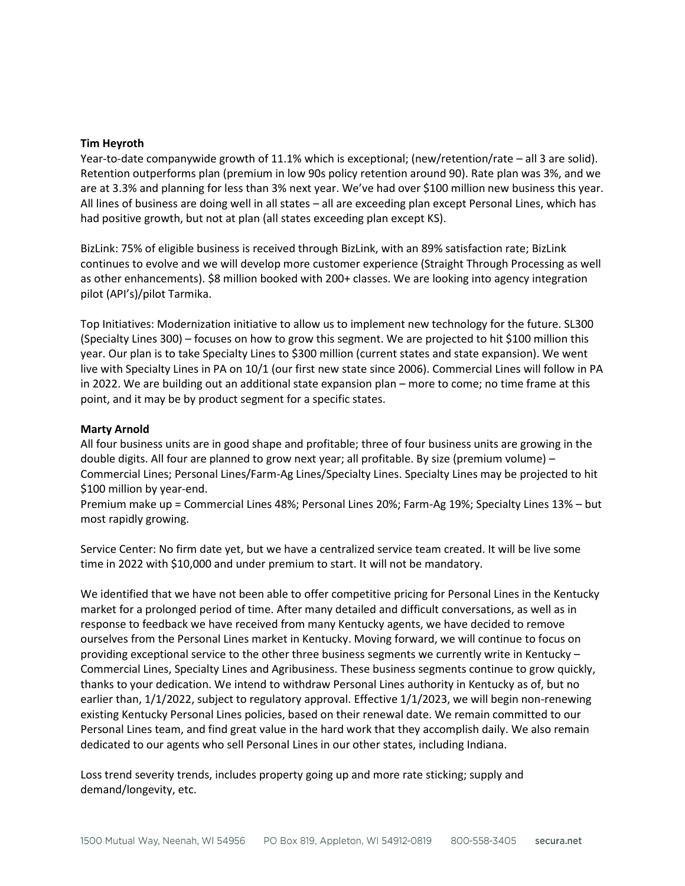**Tim Heyroth**

Year-to-date companywide growth of 11.1% which is exceptional; (new/retention/rate – all 3 are solid). Retention outperforms plan (premium in low 90s policy retention around 90). Rate plan was 3%, and we are at 3.3% and planning for less than 3% next year. We've had over $100 million new business this year. All lines of business are doing well in all states – all are exceeding plan except Personal Lines, which has had positive growth, but not at plan (all states exceeding plan except KS).

BizLink: 75% of eligible business is received through BizLink, with an 89% satisfaction rate; BizLink continues to evolve and we will develop more customer experience (Straight Through Processing as well as other enhancements). $8 million booked with 200+ classes. We are looking into agency integration pilot (API's)/pilot Tarmika.

Top Initiatives: Modernization initiative to allow us to implement new technology for the future. SL300 (Specialty Lines 300) – focuses on how to grow this segment. We are projected to hit $100 million this year. Our plan is to take Specialty Lines to $300 million (current states and state expansion). We went live with Specialty Lines in PA on 10/1 (our first new state since 2006). Commercial Lines will follow in PA in 2022. We are building out an additional state expansion plan – more to come; no time frame at this point, and it may be by product segment for a specific states.

**Marty Arnold**

All four business units are in good shape and profitable; three of four business units are growing in the double digits. All four are planned to grow next year; all profitable. By size (premium volume) – Commercial Lines; Personal Lines/Farm-Ag Lines/Specialty Lines. Specialty Lines may be projected to hit $100 million by year-end.
Premium make up = Commercial Lines 48%; Personal Lines 20%; Farm-Ag 19%; Specialty Lines 13% – but most rapidly growing.

Service Center: No firm date yet, but we have a centralized service team created. It will be live some time in 2022 with $10,000 and under premium to start. It will not be mandatory.

We identified that we have not been able to offer competitive pricing for Personal Lines in the Kentucky market for a prolonged period of time. After many detailed and difficult conversations, as well as in response to feedback we have received from many Kentucky agents, we have decided to remove ourselves from the Personal Lines market in Kentucky. Moving forward, we will continue to focus on providing exceptional service to the other three business segments we currently write in Kentucky – Commercial Lines, Specialty Lines and Agribusiness. These business segments continue to grow quickly, thanks to your dedication. We intend to withdraw Personal Lines authority in Kentucky as of, but no earlier than, 1/1/2022, subject to regulatory approval. Effective 1/1/2023, we will begin non-renewing existing Kentucky Personal Lines policies, based on their renewal date. We remain committed to our Personal Lines team, and find great value in the hard work that they accomplish daily. We also remain dedicated to our agents who sell Personal Lines in our other states, including Indiana.

Loss trend severity trends, includes property going up and more rate sticking; supply and demand/longevity, etc.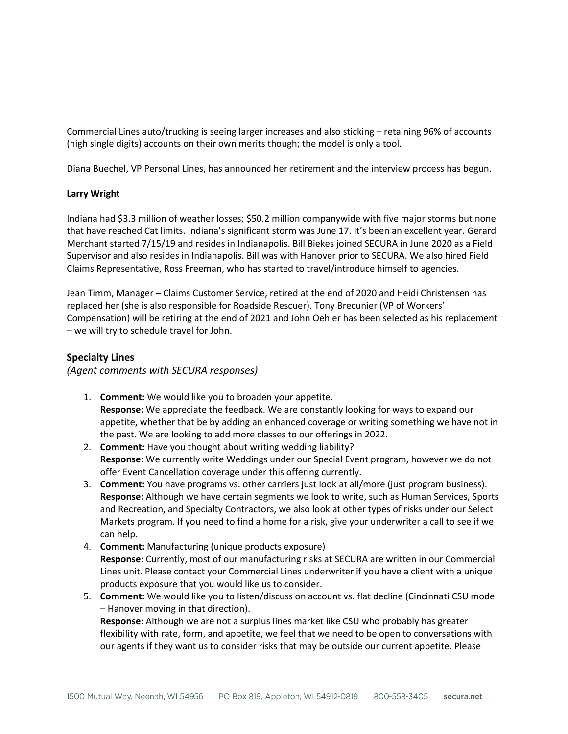Commercial Lines auto/trucking is seeing larger increases and also sticking – retaining 96% of accounts (high single digits) accounts on their own merits though; the model is only a tool.

Diana Buechel, VP Personal Lines, has announced her retirement and the interview process has begun.

**Larry Wright**

Indiana had $3.3 million of weather losses; $50.2 million companywide with five major storms but none that have reached Cat limits. Indiana's significant storm was June 17. It's been an excellent year. Gerard Merchant started 7/15/19 and resides in Indianapolis. Bill Biekes joined SECURA in June 2020 as a Field Supervisor and also resides in Indianapolis. Bill was with Hanover prior to SECURA. We also hired Field Claims Representative, Ross Freeman, who has started to travel/introduce himself to agencies.

Jean Timm, Manager – Claims Customer Service, retired at the end of 2020 and Heidi Christensen has replaced her (she is also responsible for Roadside Rescuer). Tony Brecunier (VP of Workers' Compensation) will be retiring at the end of 2021 and John Oehler has been selected as his replacement – we will try to schedule travel for John.

## Specialty Lines

*(Agent comments with SECURA responses)*

1. **Comment:** We would like you to broaden your appetite.
   **Response:** We appreciate the feedback. We are constantly looking for ways to expand our appetite, whether that be by adding an enhanced coverage or writing something we have not in the past. We are looking to add more classes to our offerings in 2022.
2. **Comment:** Have you thought about writing wedding liability?
   **Response:** We currently write Weddings under our Special Event program, however we do not offer Event Cancellation coverage under this offering currently.
3. **Comment:** You have programs vs. other carriers just look at all/more (just program business).
   **Response:** Although we have certain segments we look to write, such as Human Services, Sports and Recreation, and Specialty Contractors, we also look at other types of risks under our Select Markets program. If you need to find a home for a risk, give your underwriter a call to see if we can help.
4. **Comment:** Manufacturing (unique products exposure)
   **Response:** Currently, most of our manufacturing risks at SECURA are written in our Commercial Lines unit. Please contact your Commercial Lines underwriter if you have a client with a unique products exposure that you would like us to consider.
5. **Comment:** We would like you to listen/discuss on account vs. flat decline (Cincinnati CSU mode – Hanover moving in that direction).
   **Response:** Although we are not a surplus lines market like CSU who probably has greater flexibility with rate, form, and appetite, we feel that we need to be open to conversations with our agents if they want us to consider risks that may be outside our current appetite. Please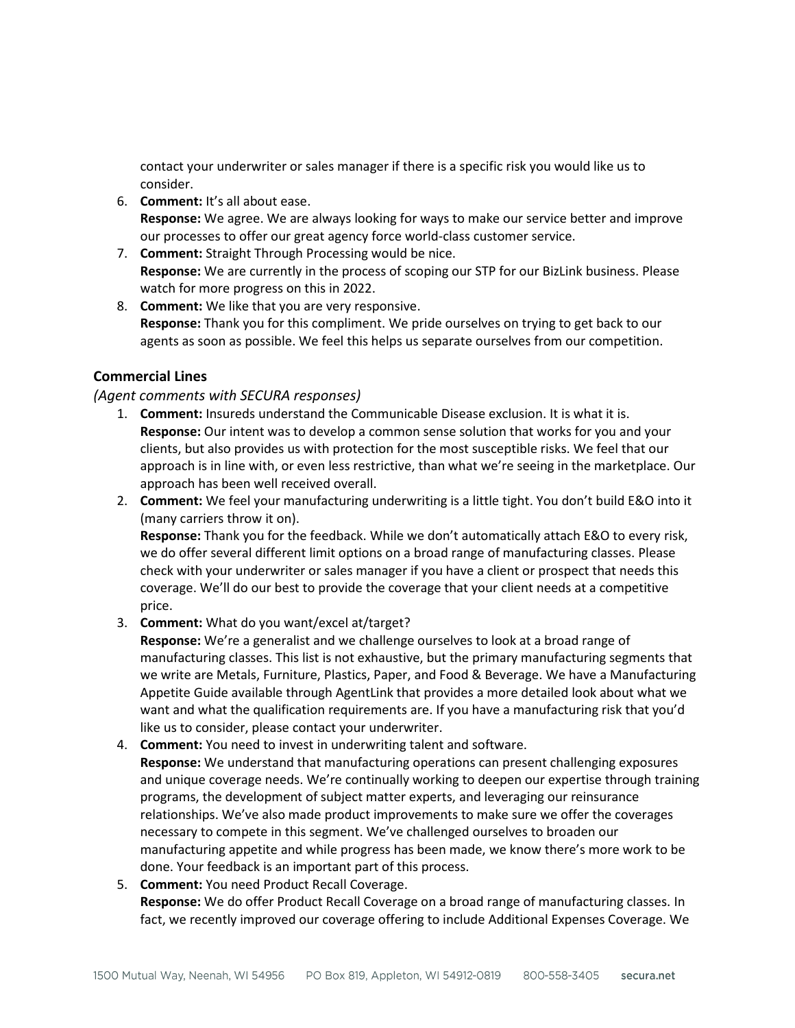contact your underwriter or sales manager if there is a specific risk you would like us to consider.

6. **Comment:** It's all about ease.
   **Response:** We agree. We are always looking for ways to make our service better and improve our processes to offer our great agency force world-class customer service.
7. **Comment:** Straight Through Processing would be nice.
   **Response:** We are currently in the process of scoping our STP for our BizLink business. Please watch for more progress on this in 2022.
8. **Comment:** We like that you are very responsive.
   **Response:** Thank you for this compliment. We pride ourselves on trying to get back to our agents as soon as possible. We feel this helps us separate ourselves from our competition.

### Commercial Lines

*(Agent comments with SECURA responses)*

1. **Comment:** Insureds understand the Communicable Disease exclusion. It is what it is.
   **Response:** Our intent was to develop a common sense solution that works for you and your clients, but also provides us with protection for the most susceptible risks. We feel that our approach is in line with, or even less restrictive, than what we're seeing in the marketplace. Our approach has been well received overall.
2. **Comment:** We feel your manufacturing underwriting is a little tight. You don't build E&O into it (many carriers throw it on).
   **Response:** Thank you for the feedback. While we don't automatically attach E&O to every risk, we do offer several different limit options on a broad range of manufacturing classes. Please check with your underwriter or sales manager if you have a client or prospect that needs this coverage. We'll do our best to provide the coverage that your client needs at a competitive price.
3. **Comment:** What do you want/excel at/target?
   **Response:** We're a generalist and we challenge ourselves to look at a broad range of manufacturing classes. This list is not exhaustive, but the primary manufacturing segments that we write are Metals, Furniture, Plastics, Paper, and Food & Beverage. We have a Manufacturing Appetite Guide available through AgentLink that provides a more detailed look about what we want and what the qualification requirements are. If you have a manufacturing risk that you'd like us to consider, please contact your underwriter.
4. **Comment:** You need to invest in underwriting talent and software.
   **Response:** We understand that manufacturing operations can present challenging exposures and unique coverage needs. We're continually working to deepen our expertise through training programs, the development of subject matter experts, and leveraging our reinsurance relationships. We've also made product improvements to make sure we offer the coverages necessary to compete in this segment. We've challenged ourselves to broaden our manufacturing appetite and while progress has been made, we know there's more work to be done. Your feedback is an important part of this process.
5. **Comment:** You need Product Recall Coverage.
   **Response:** We do offer Product Recall Coverage on a broad range of manufacturing classes. In fact, we recently improved our coverage offering to include Additional Expenses Coverage. We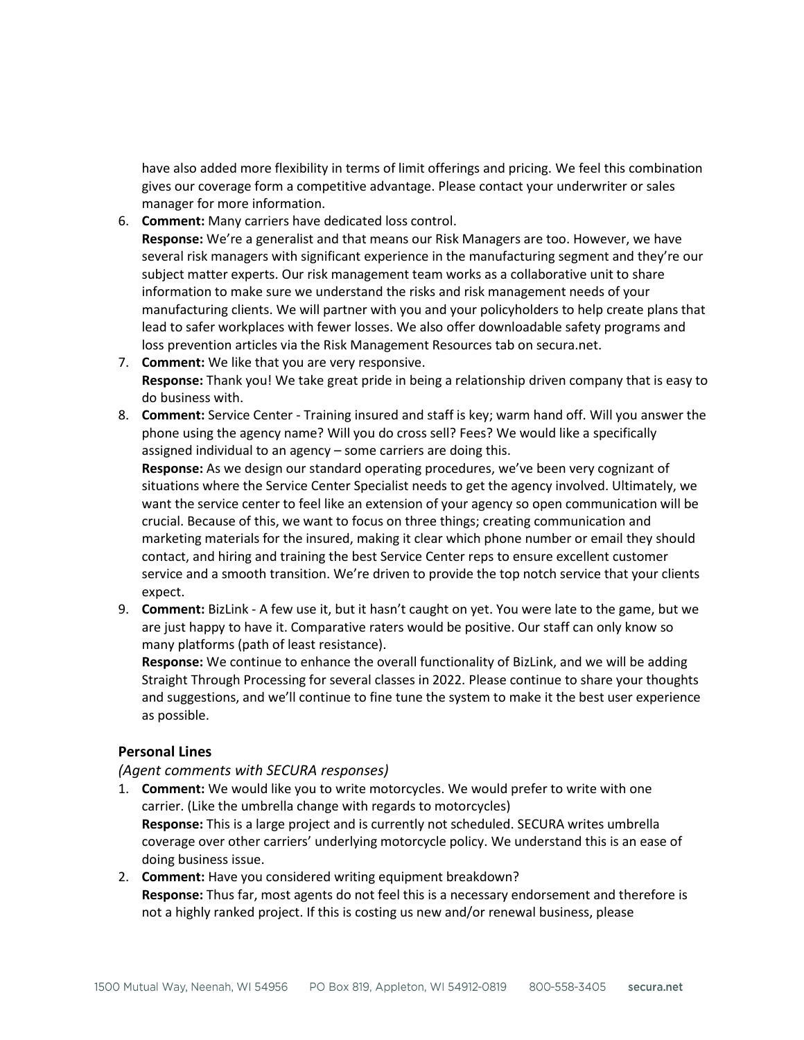have also added more flexibility in terms of limit offerings and pricing. We feel this combination gives our coverage form a competitive advantage. Please contact your underwriter or sales manager for more information.

6. **Comment:** Many carriers have dedicated loss control.
   **Response:** We're a generalist and that means our Risk Managers are too. However, we have several risk managers with significant experience in the manufacturing segment and they're our subject matter experts. Our risk management team works as a collaborative unit to share information to make sure we understand the risks and risk management needs of your manufacturing clients. We will partner with you and your policyholders to help create plans that lead to safer workplaces with fewer losses. We also offer downloadable safety programs and loss prevention articles via the Risk Management Resources tab on secura.net.
7. **Comment:** We like that you are very responsive.
   **Response:** Thank you! We take great pride in being a relationship driven company that is easy to do business with.
8. **Comment:** Service Center - Training insured and staff is key; warm hand off. Will you answer the phone using the agency name? Will you do cross sell? Fees? We would like a specifically assigned individual to an agency – some carriers are doing this.
   **Response:** As we design our standard operating procedures, we've been very cognizant of situations where the Service Center Specialist needs to get the agency involved. Ultimately, we want the service center to feel like an extension of your agency so open communication will be crucial. Because of this, we want to focus on three things; creating communication and marketing materials for the insured, making it clear which phone number or email they should contact, and hiring and training the best Service Center reps to ensure excellent customer service and a smooth transition. We're driven to provide the top notch service that your clients expect.
9. **Comment:** BizLink - A few use it, but it hasn't caught on yet. You were late to the game, but we are just happy to have it. Comparative raters would be positive. Our staff can only know so many platforms (path of least resistance).
   **Response:** We continue to enhance the overall functionality of BizLink, and we will be adding Straight Through Processing for several classes in 2022. Please continue to share your thoughts and suggestions, and we'll continue to fine tune the system to make it the best user experience as possible.

### Personal Lines

*(Agent comments with SECURA responses)*

1. **Comment:** We would like you to write motorcycles. We would prefer to write with one carrier. (Like the umbrella change with regards to motorcycles)
   **Response:** This is a large project and is currently not scheduled. SECURA writes umbrella coverage over other carriers' underlying motorcycle policy. We understand this is an ease of doing business issue.
2. **Comment:** Have you considered writing equipment breakdown?
   **Response:** Thus far, most agents do not feel this is a necessary endorsement and therefore is not a highly ranked project. If this is costing us new and/or renewal business, please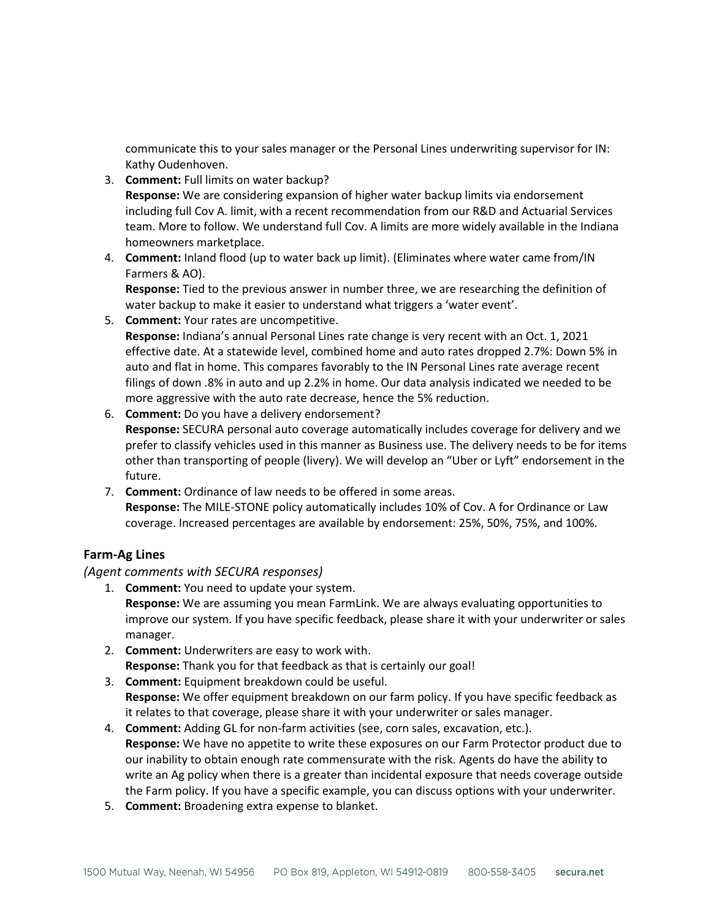communicate this to your sales manager or the Personal Lines underwriting supervisor for IN: Kathy Oudenhoven.

3. **Comment:** Full limits on water backup?
   **Response:** We are considering expansion of higher water backup limits via endorsement including full Cov A. limit, with a recent recommendation from our R&D and Actuarial Services team. More to follow. We understand full Cov. A limits are more widely available in the Indiana homeowners marketplace.
4. **Comment:** Inland flood (up to water back up limit). (Eliminates where water came from/IN Farmers & AO).
   **Response:** Tied to the previous answer in number three, we are researching the definition of water backup to make it easier to understand what triggers a 'water event'.
5. **Comment:** Your rates are uncompetitive.
   **Response:** Indiana's annual Personal Lines rate change is very recent with an Oct. 1, 2021 effective date. At a statewide level, combined home and auto rates dropped 2.7%: Down 5% in auto and flat in home. This compares favorably to the IN Personal Lines rate average recent filings of down .8% in auto and up 2.2% in home. Our data analysis indicated we needed to be more aggressive with the auto rate decrease, hence the 5% reduction.
6. **Comment:** Do you have a delivery endorsement?
   **Response:** SECURA personal auto coverage automatically includes coverage for delivery and we prefer to classify vehicles used in this manner as Business use. The delivery needs to be for items other than transporting of people (livery). We will develop an "Uber or Lyft" endorsement in the future.
7. **Comment:** Ordinance of law needs to be offered in some areas.
   **Response:** The MILE-STONE policy automatically includes 10% of Cov. A for Ordinance or Law coverage. Increased percentages are available by endorsement: 25%, 50%, 75%, and 100%.

### Farm-Ag Lines

*(Agent comments with SECURA responses)*

1. **Comment:** You need to update your system.
   **Response:** We are assuming you mean FarmLink. We are always evaluating opportunities to improve our system. If you have specific feedback, please share it with your underwriter or sales manager.
2. **Comment:** Underwriters are easy to work with.
   **Response:** Thank you for that feedback as that is certainly our goal!
3. **Comment:** Equipment breakdown could be useful.
   **Response:** We offer equipment breakdown on our farm policy. If you have specific feedback as it relates to that coverage, please share it with your underwriter or sales manager.
4. **Comment:** Adding GL for non-farm activities (see, corn sales, excavation, etc.).
   **Response:** We have no appetite to write these exposures on our Farm Protector product due to our inability to obtain enough rate commensurate with the risk. Agents do have the ability to write an Ag policy when there is a greater than incidental exposure that needs coverage outside the Farm policy. If you have a specific example, you can discuss options with your underwriter.
5. **Comment:** Broadening extra expense to blanket.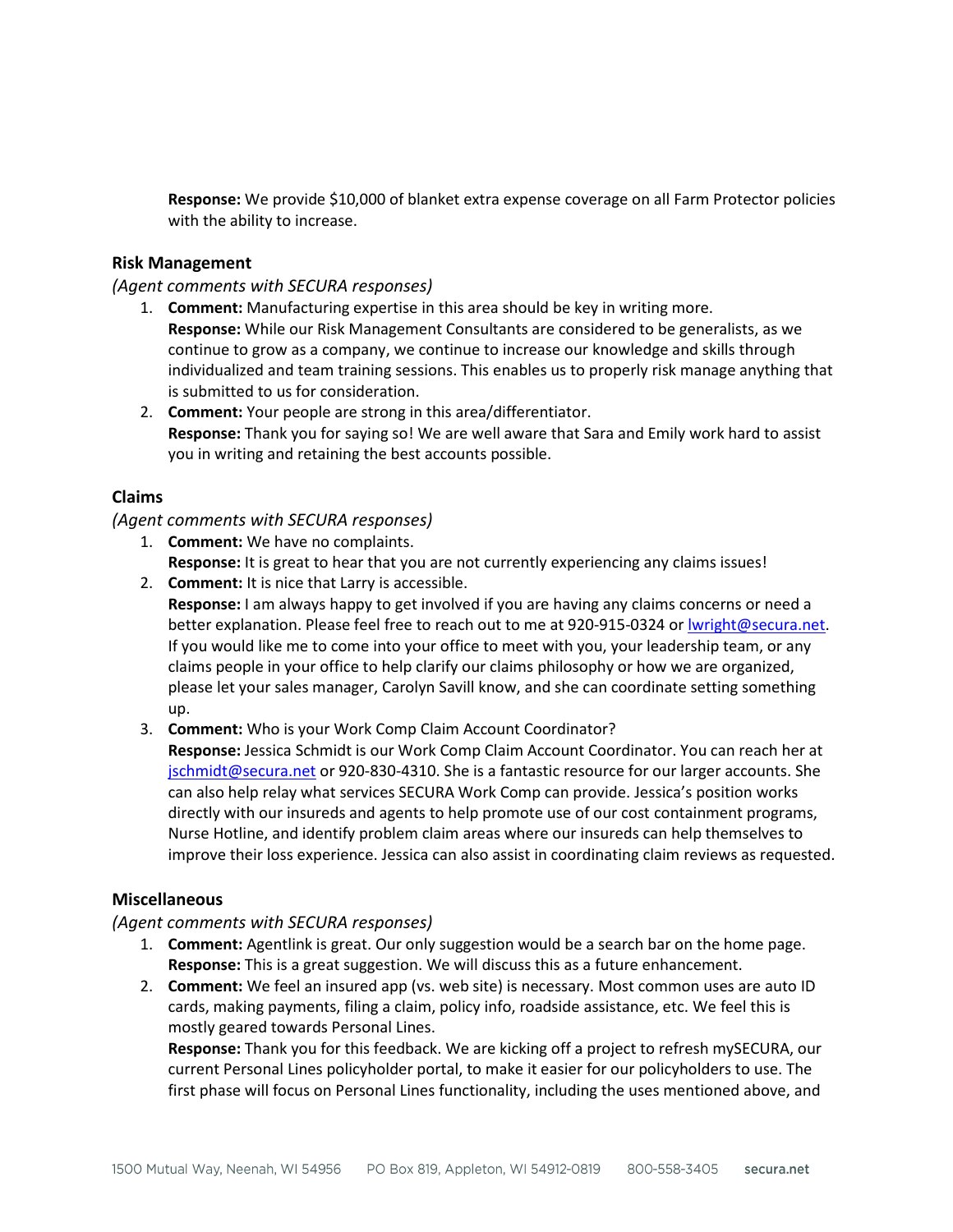**Response:** We provide $10,000 of blanket extra expense coverage on all Farm Protector policies with the ability to increase.

## Risk Management

*(Agent comments with SECURA responses)*

1. **Comment:** Manufacturing expertise in this area should be key in writing more.
   **Response:** While our Risk Management Consultants are considered to be generalists, as we continue to grow as a company, we continue to increase our knowledge and skills through individualized and team training sessions. This enables us to properly risk manage anything that is submitted to us for consideration.
2. **Comment:** Your people are strong in this area/differentiator.
   **Response:** Thank you for saying so! We are well aware that Sara and Emily work hard to assist you in writing and retaining the best accounts possible.

## Claims

*(Agent comments with SECURA responses)*

1. **Comment:** We have no complaints.
   **Response:** It is great to hear that you are not currently experiencing any claims issues!
2. **Comment:** It is nice that Larry is accessible.
   **Response:** I am always happy to get involved if you are having any claims concerns or need a better explanation. Please feel free to reach out to me at 920-915-0324 or lwright@secura.net. If you would like me to come into your office to meet with you, your leadership team, or any claims people in your office to help clarify our claims philosophy or how we are organized, please let your sales manager, Carolyn Savill know, and she can coordinate setting something up.
3. **Comment:** Who is your Work Comp Claim Account Coordinator?
   **Response:** Jessica Schmidt is our Work Comp Claim Account Coordinator. You can reach her at jschmidt@secura.net or 920-830-4310. She is a fantastic resource for our larger accounts. She can also help relay what services SECURA Work Comp can provide. Jessica's position works directly with our insureds and agents to help promote use of our cost containment programs, Nurse Hotline, and identify problem claim areas where our insureds can help themselves to improve their loss experience. Jessica can also assist in coordinating claim reviews as requested.

## Miscellaneous

*(Agent comments with SECURA responses)*

1. **Comment:** Agentlink is great. Our only suggestion would be a search bar on the home page.
   **Response:** This is a great suggestion. We will discuss this as a future enhancement.
2. **Comment:** We feel an insured app (vs. web site) is necessary. Most common uses are auto ID cards, making payments, filing a claim, policy info, roadside assistance, etc. We feel this is mostly geared towards Personal Lines.
   **Response:** Thank you for this feedback. We are kicking off a project to refresh mySECURA, our current Personal Lines policyholder portal, to make it easier for our policyholders to use. The first phase will focus on Personal Lines functionality, including the uses mentioned above, and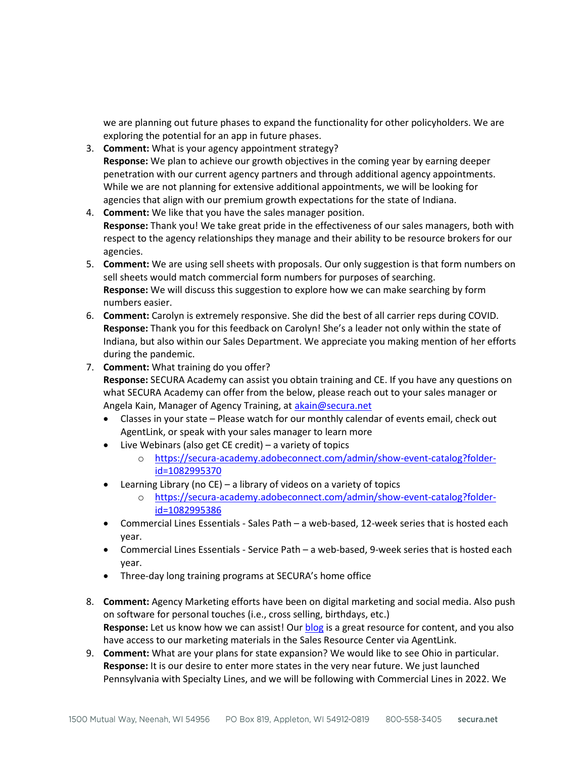we are planning out future phases to expand the functionality for other policyholders. We are exploring the potential for an app in future phases.

3. **Comment:** What is your agency appointment strategy?
   **Response:** We plan to achieve our growth objectives in the coming year by earning deeper penetration with our current agency partners and through additional agency appointments. While we are not planning for extensive additional appointments, we will be looking for agencies that align with our premium growth expectations for the state of Indiana.
4. **Comment:** We like that you have the sales manager position.
   **Response:** Thank you! We take great pride in the effectiveness of our sales managers, both with respect to the agency relationships they manage and their ability to be resource brokers for our agencies.
5. **Comment:** We are using sell sheets with proposals. Our only suggestion is that form numbers on sell sheets would match commercial form numbers for purposes of searching.
   **Response:** We will discuss this suggestion to explore how we can make searching by form numbers easier.
6. **Comment:** Carolyn is extremely responsive. She did the best of all carrier reps during COVID.
   **Response:** Thank you for this feedback on Carolyn! She's a leader not only within the state of Indiana, but also within our Sales Department. We appreciate you making mention of her efforts during the pandemic.
7. **Comment:** What training do you offer?
   **Response:** SECURA Academy can assist you obtain training and CE. If you have any questions on what SECURA Academy can offer from the below, please reach out to your sales manager or Angela Kain, Manager of Agency Training, at [akain@secura.net](mailto:akain@secura.net)
   - Classes in your state – Please watch for our monthly calendar of events email, check out AgentLink, or speak with your sales manager to learn more
   - Live Webinars (also get CE credit) – a variety of topics
     - [https://secura-academy.adobeconnect.com/admin/show-event-catalog?folder-id=1082995370](https://secura-academy.adobeconnect.com/admin/show-event-catalog?folder-id=1082995370)
   - Learning Library (no CE) – a library of videos on a variety of topics
     - [https://secura-academy.adobeconnect.com/admin/show-event-catalog?folder-id=1082995386](https://secura-academy.adobeconnect.com/admin/show-event-catalog?folder-id=1082995386)
   - Commercial Lines Essentials - Sales Path – a web-based, 12-week series that is hosted each year.
   - Commercial Lines Essentials - Service Path – a web-based, 9-week series that is hosted each year.
   - Three-day long training programs at SECURA's home office
8. **Comment:** Agency Marketing efforts have been on digital marketing and social media. Also push on software for personal touches (i.e., cross selling, birthdays, etc.)
   **Response:** Let us know how we can assist! Our blog is a great resource for content, and you also have access to our marketing materials in the Sales Resource Center via AgentLink.
9. **Comment:** What are your plans for state expansion? We would like to see Ohio in particular.
   **Response:** It is our desire to enter more states in the very near future. We just launched Pennsylvania with Specialty Lines, and we will be following with Commercial Lines in 2022. We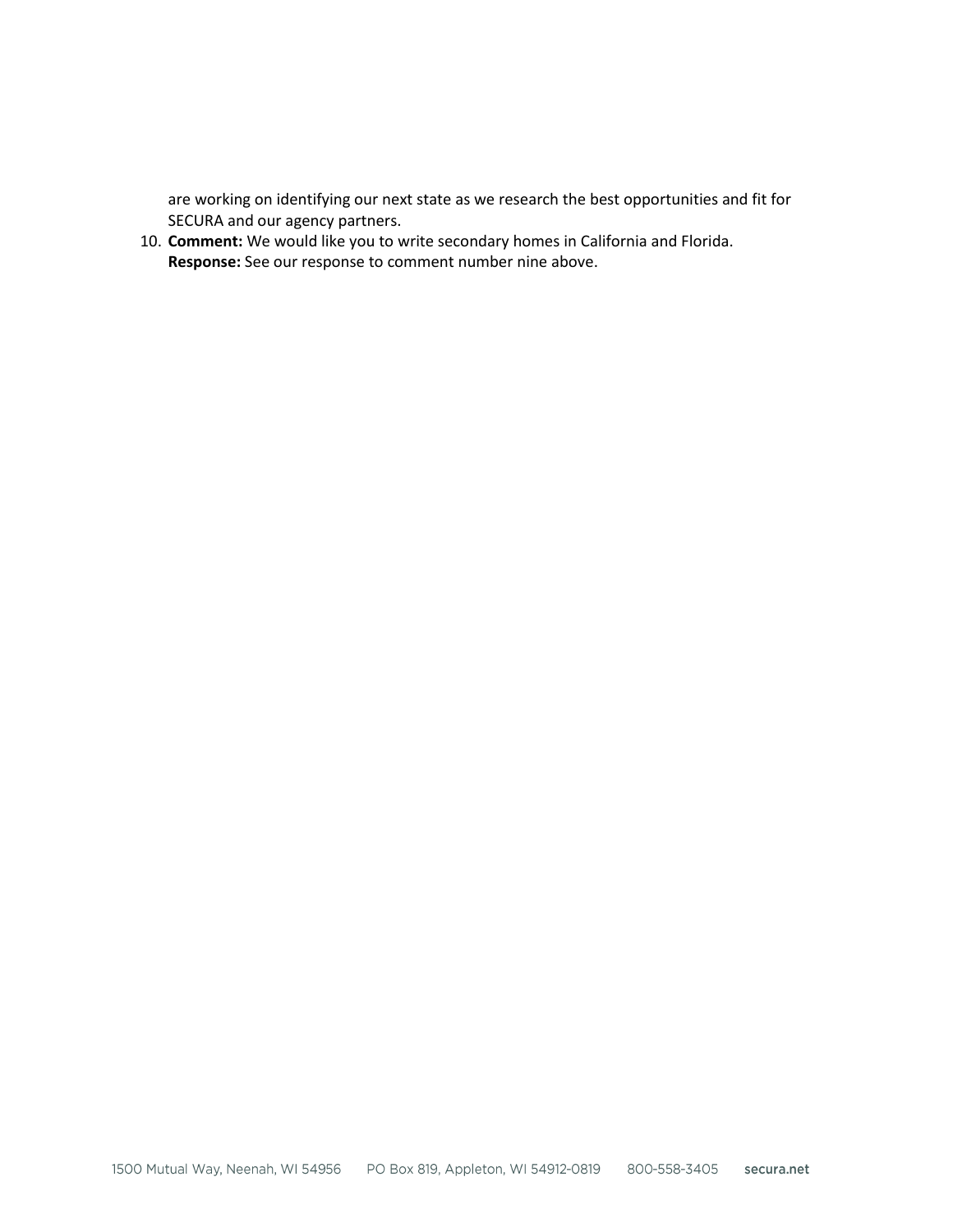are working on identifying our next state as we research the best opportunities and fit for SECURA and our agency partners.

10. **Comment:** We would like you to write secondary homes in California and Florida.
    **Response:** See our response to comment number nine above.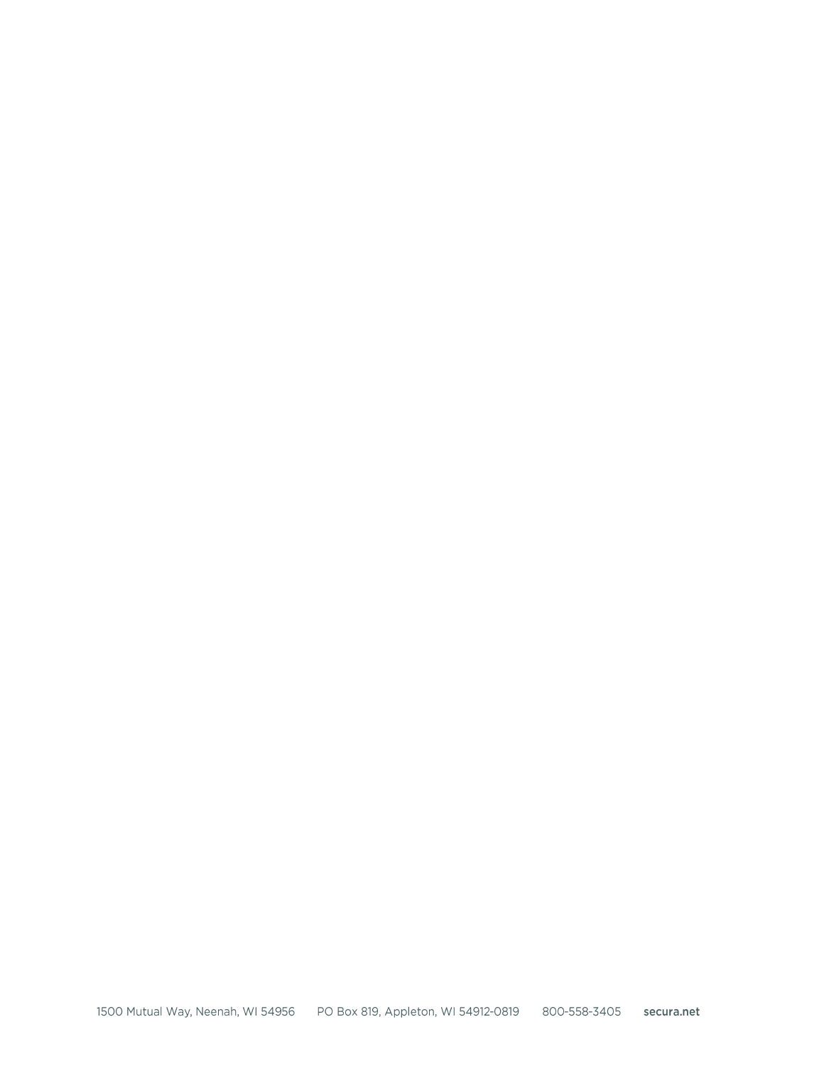1500 Mutual Way, Neenah, WI 54956    PO Box 819, Appleton, WI 54912-0819    800-558-3405    **secura.net**